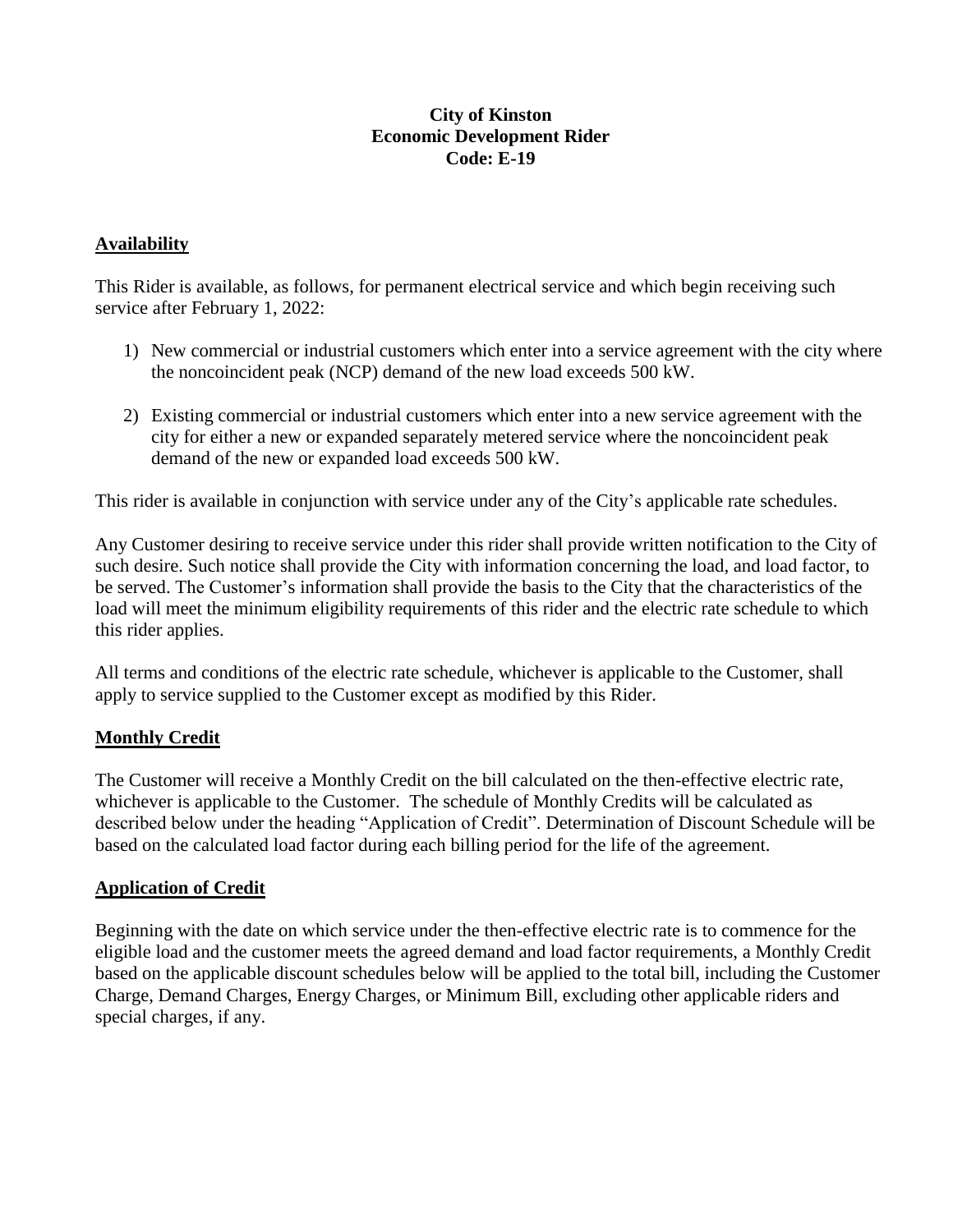**City of Kinston**
**Economic Development Rider**
**Code: E-19**

## Availability

This Rider is available, as follows, for permanent electrical service and which begin receiving such service after February 1, 2022:

1) New commercial or industrial customers which enter into a service agreement with the city where the noncoincident peak (NCP) demand of the new load exceeds 500 kW.

2) Existing commercial or industrial customers which enter into a new service agreement with the city for either a new or expanded separately metered service where the noncoincident peak demand of the new or expanded load exceeds 500 kW.

This rider is available in conjunction with service under any of the City's applicable rate schedules.

Any Customer desiring to receive service under this rider shall provide written notification to the City of such desire. Such notice shall provide the City with information concerning the load, and load factor, to be served. The Customer's information shall provide the basis to the City that the characteristics of the load will meet the minimum eligibility requirements of this rider and the electric rate schedule to which this rider applies.

All terms and conditions of the electric rate schedule, whichever is applicable to the Customer, shall apply to service supplied to the Customer except as modified by this Rider.

## Monthly Credit

The Customer will receive a Monthly Credit on the bill calculated on the then-effective electric rate, whichever is applicable to the Customer. The schedule of Monthly Credits will be calculated as described below under the heading "Application of Credit". Determination of Discount Schedule will be based on the calculated load factor during each billing period for the life of the agreement.

## Application of Credit

Beginning with the date on which service under the then-effective electric rate is to commence for the eligible load and the customer meets the agreed demand and load factor requirements, a Monthly Credit based on the applicable discount schedules below will be applied to the total bill, including the Customer Charge, Demand Charges, Energy Charges, or Minimum Bill, excluding other applicable riders and special charges, if any.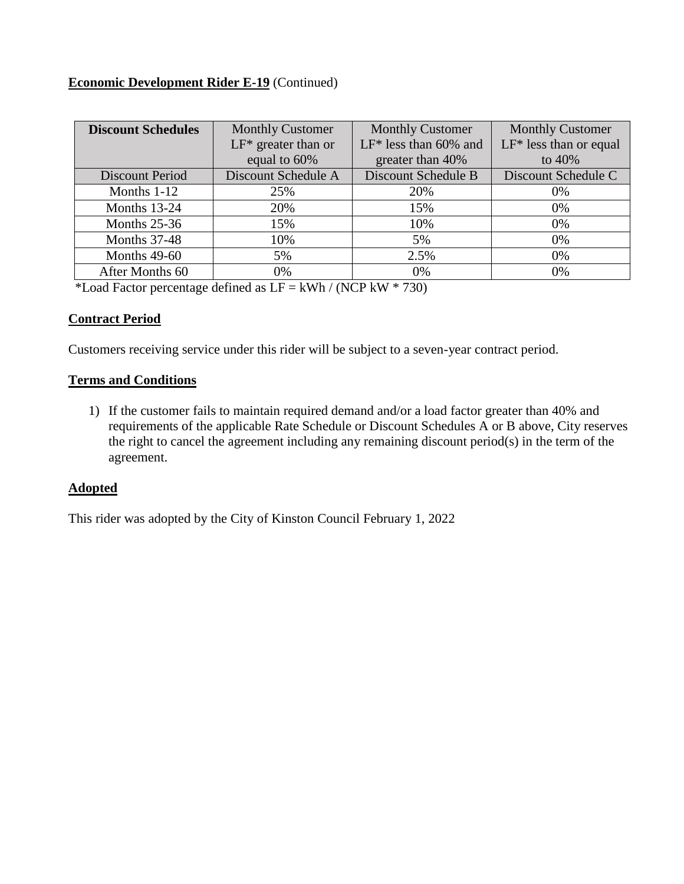**Economic Development Rider E-19** (Continued)

| **Discount Schedules** | Monthly Customer LF* greater than or equal to 60% | Monthly Customer LF* less than 60% and greater than 40% | Monthly Customer LF* less than or equal to 40% |
|---|---|---|---|
| Discount Period | Discount Schedule A | Discount Schedule B | Discount Schedule C |
| Months 1-12 | 25% | 20% | 0% |
| Months 13-24 | 20% | 15% | 0% |
| Months 25-36 | 15% | 10% | 0% |
| Months 37-48 | 10% | 5% | 0% |
| Months 49-60 | 5% | 2.5% | 0% |
| After Months 60 | 0% | 0% | 0% |

*Load Factor percentage defined as LF = kWh / (NCP kW * 730)

## Contract Period

Customers receiving service under this rider will be subject to a seven-year contract period.

## Terms and Conditions

1) If the customer fails to maintain required demand and/or a load factor greater than 40% and requirements of the applicable Rate Schedule or Discount Schedules A or B above, City reserves the right to cancel the agreement including any remaining discount period(s) in the term of the agreement.

## Adopted

This rider was adopted by the City of Kinston Council February 1, 2022